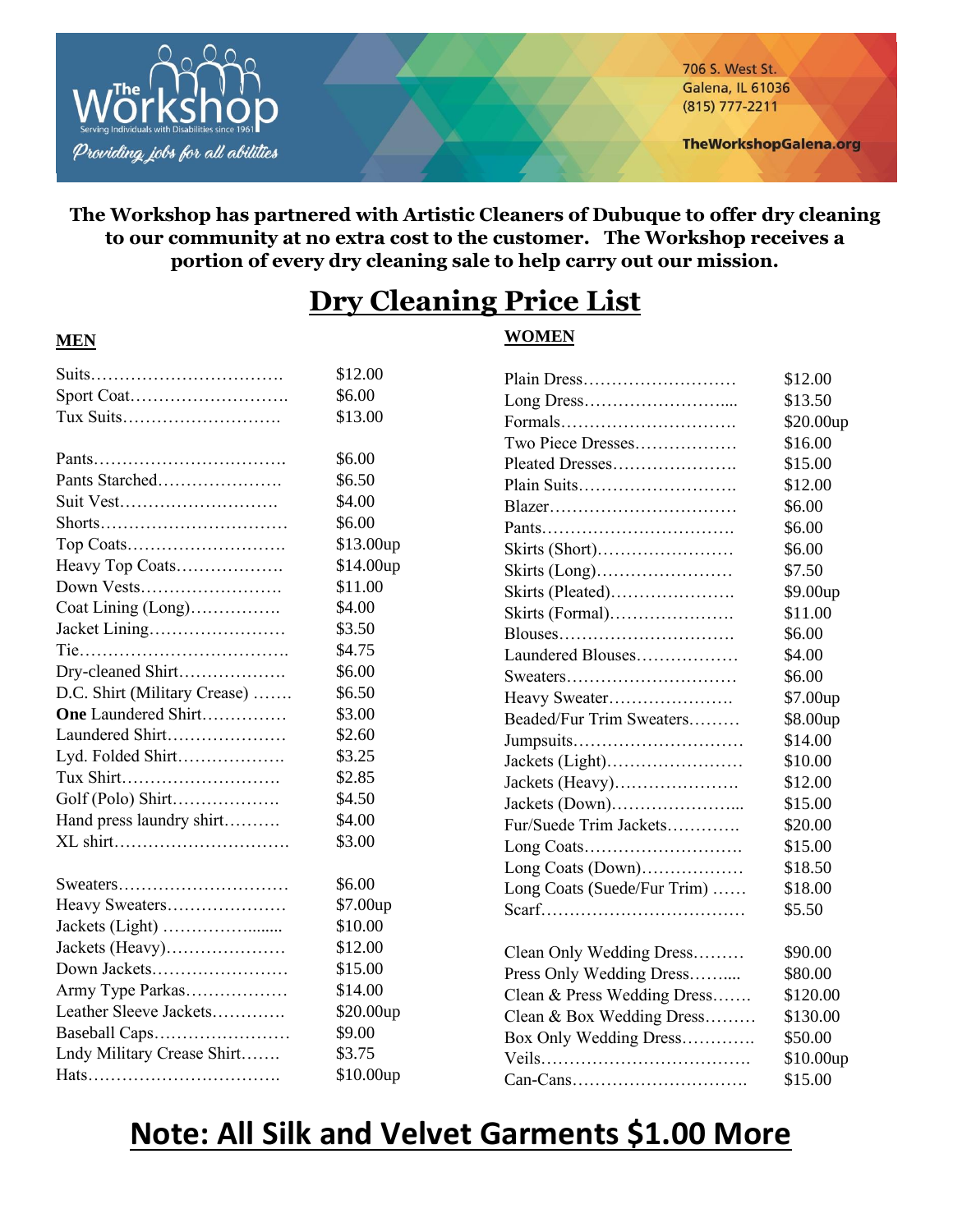The Workshop
Serving Individuals with Disabilities since 1961
*Providing jobs for all abilities*

706 S. West St.
Galena, IL 61036
(815) 777-2211

TheWorkshopGalena.org

**The Workshop has partnered with Artistic Cleaners of Dubuque to offer dry cleaning to our community at no extra cost to the customer. The Workshop receives a portion of every dry cleaning sale to help carry out our mission.**

# Dry Cleaning Price List

## MEN

| Item | Price |
|---|---|
| Suits | $12.00 |
| Sport Coat | $6.00 |
| Tux Suits | $13.00 |
| | |
| Pants | $6.00 |
| Pants Starched | $6.50 |
| Suit Vest | $4.00 |
| Shorts | $6.00 |
| Top Coats | $13.00up |
| Heavy Top Coats | $14.00up |
| Down Vests | $11.00 |
| Coat Lining (Long) | $4.00 |
| Jacket Lining | $3.50 |
| Tie | $4.75 |
| Dry-cleaned Shirt | $6.00 |
| D.C. Shirt (Military Crease) | $6.50 |
| **One** Laundered Shirt | $3.00 |
| Laundered Shirt | $2.60 |
| Lyd. Folded Shirt | $3.25 |
| Tux Shirt | $2.85 |
| Golf (Polo) Shirt | $4.50 |
| Hand press laundry shirt | $4.00 |
| XL shirt | $3.00 |
| | |
| Sweaters | $6.00 |
| Heavy Sweaters | $7.00up |
| Jackets (Light) | $10.00 |
| Jackets (Heavy) | $12.00 |
| Down Jackets | $15.00 |
| Army Type Parkas | $14.00 |
| Leather Sleeve Jackets | $20.00up |
| Baseball Caps | $9.00 |
| Lndy Military Crease Shirt | $3.75 |
| Hats | $10.00up |

## WOMEN

| Item | Price |
|---|---|
| Plain Dress | $12.00 |
| Long Dress | $13.50 |
| Formals | $20.00up |
| Two Piece Dresses | $16.00 |
| Pleated Dresses | $15.00 |
| Plain Suits | $12.00 |
| Blazer | $6.00 |
| Pants | $6.00 |
| Skirts (Short) | $6.00 |
| Skirts (Long) | $7.50 |
| Skirts (Pleated) | $9.00up |
| Skirts (Formal) | $11.00 |
| Blouses | $6.00 |
| Laundered Blouses | $4.00 |
| Sweaters | $6.00 |
| Heavy Sweater | $7.00up |
| Beaded/Fur Trim Sweaters | $8.00up |
| Jumpsuits | $14.00 |
| Jackets (Light) | $10.00 |
| Jackets (Heavy) | $12.00 |
| Jackets (Down) | $15.00 |
| Fur/Suede Trim Jackets | $20.00 |
| Long Coats | $15.00 |
| Long Coats (Down) | $18.50 |
| Long Coats (Suede/Fur Trim) | $18.00 |
| Scarf | $5.50 |
| | |
| Clean Only Wedding Dress | $90.00 |
| Press Only Wedding Dress | $80.00 |
| Clean & Press Wedding Dress | $120.00 |
| Clean & Box Wedding Dress | $130.00 |
| Box Only Wedding Dress | $50.00 |
| Veils | $10.00up |
| Can-Cans | $15.00 |

# Note: All Silk and Velvet Garments $1.00 More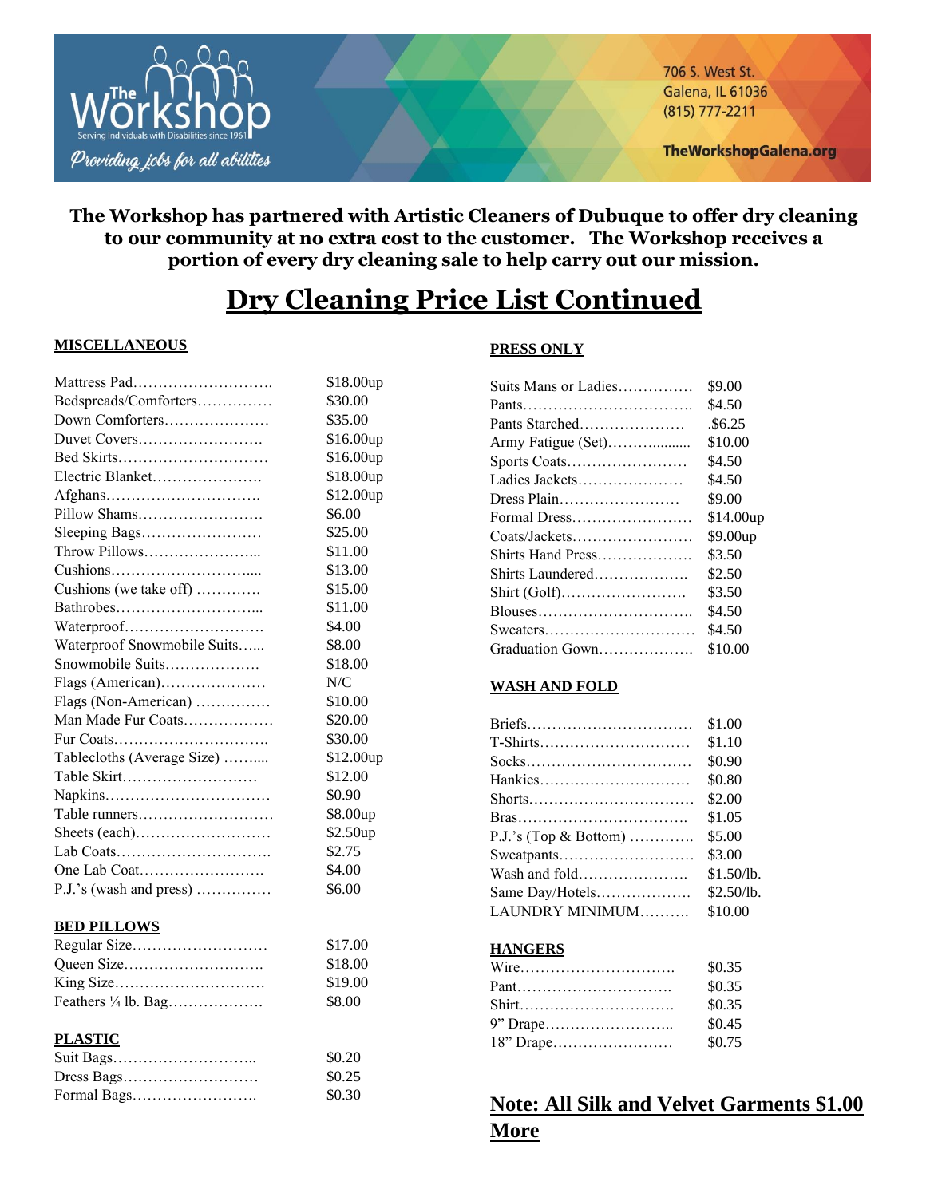The Workshop
Serving Individuals with Disabilities since 1961
*Providing jobs for all abilities*

706 S. West St.
Galena, IL 61036
(815) 777-2211

TheWorkshopGalena.org

**The Workshop has partnered with Artistic Cleaners of Dubuque to offer dry cleaning to our community at no extra cost to the customer. The Workshop receives a portion of every dry cleaning sale to help carry out our mission.**

# Dry Cleaning Price List Continued

**MISCELLANEOUS**

| Item | Price |
|---|---|
| Mattress Pad | $18.00up |
| Bedspreads/Comforters | $30.00 |
| Down Comforters | $35.00 |
| Duvet Covers | $16.00up |
| Bed Skirts | $16.00up |
| Electric Blanket | $18.00up |
| Afghans | $12.00up |
| Pillow Shams | $6.00 |
| Sleeping Bags | $25.00 |
| Throw Pillows | $11.00 |
| Cushions | $13.00 |
| Cushions (we take off) | $15.00 |
| Bathrobes | $11.00 |
| Waterproof | $4.00 |
| Waterproof Snowmobile Suits | $8.00 |
| Snowmobile Suits | $18.00 |
| Flags (American) | N/C |
| Flags (Non-American) | $10.00 |
| Man Made Fur Coats | $20.00 |
| Fur Coats | $30.00 |
| Tablecloths (Average Size) | $12.00up |
| Table Skirt | $12.00 |
| Napkins | $0.90 |
| Table runners | $8.00up |
| Sheets (each) | $2.50up |
| Lab Coats | $2.75 |
| One Lab Coat | $4.00 |
| P.J.'s (wash and press) | $6.00 |

**BED PILLOWS**

| Item | Price |
|---|---|
| Regular Size | $17.00 |
| Queen Size | $18.00 |
| King Size | $19.00 |
| Feathers ¼ lb. Bag | $8.00 |

**PLASTIC**

| Item | Price |
|---|---|
| Suit Bags | $0.20 |
| Dress Bags | $0.25 |
| Formal Bags | $0.30 |

**PRESS ONLY**

| Item | Price |
|---|---|
| Suits Mans or Ladies | $9.00 |
| Pants | $4.50 |
| Pants Starched | .$6.25 |
| Army Fatigue (Set) | $10.00 |
| Sports Coats | $4.50 |
| Ladies Jackets | $4.50 |
| Dress Plain | $9.00 |
| Formal Dress | $14.00up |
| Coats/Jackets | $9.00up |
| Shirts Hand Press | $3.50 |
| Shirts Laundered | $2.50 |
| Shirt (Golf) | $3.50 |
| Blouses | $4.50 |
| Sweaters | $4.50 |
| Graduation Gown | $10.00 |

**WASH AND FOLD**

| Item | Price |
|---|---|
| Briefs | $1.00 |
| T-Shirts | $1.10 |
| Socks | $0.90 |
| Hankies | $0.80 |
| Shorts | $2.00 |
| Bras | $1.05 |
| P.J.'s (Top & Bottom) | $5.00 |
| Sweatpants | $3.00 |
| Wash and fold | $1.50/lb. |
| Same Day/Hotels | $2.50/lb. |
| LAUNDRY MINIMUM | $10.00 |

**HANGERS**

| Item | Price |
|---|---|
| Wire | $0.35 |
| Pant | $0.35 |
| Shirt | $0.35 |
| 9" Drape | $0.45 |
| 18" Drape | $0.75 |

**Note: All Silk and Velvet Garments $1.00 More**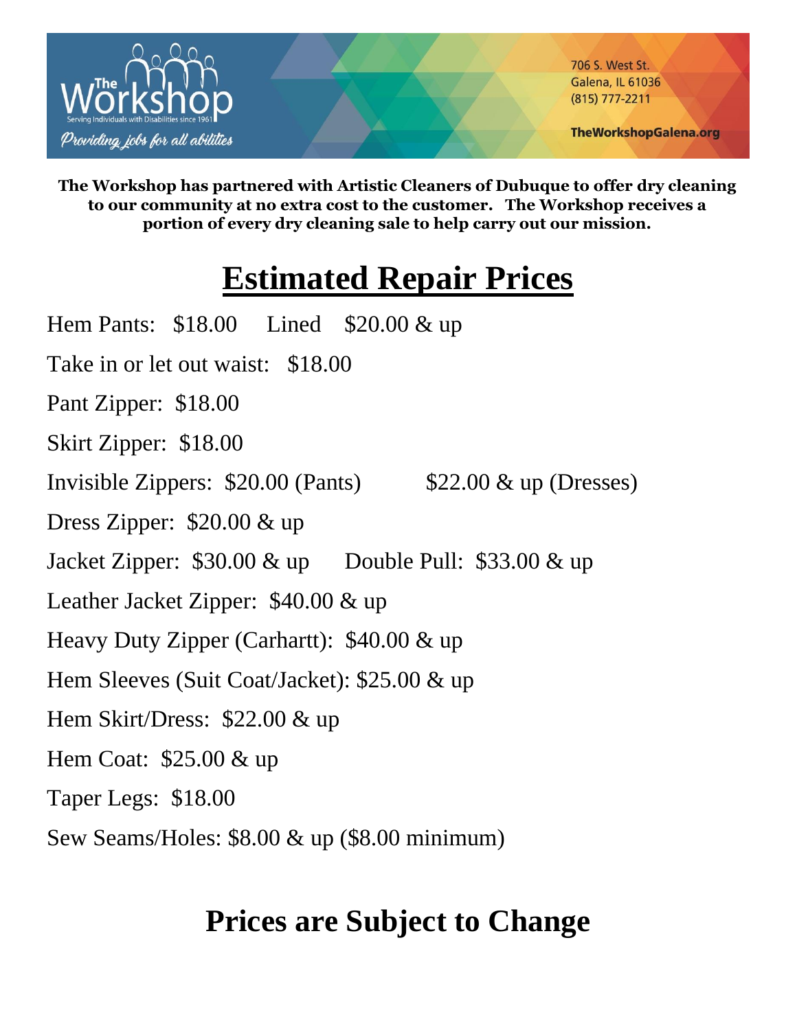The Workshop

Serving Individuals with Disabilities since 1961

*Providing jobs for all abilities*

706 S. West St.
Galena, IL 61036
(815) 777-2211

TheWorkshopGalena.org

**The Workshop has partnered with Artistic Cleaners of Dubuque to offer dry cleaning to our community at no extra cost to the customer. The Workshop receives a portion of every dry cleaning sale to help carry out our mission.**

# Estimated Repair Prices

Hem Pants: $18.00 Lined $20.00 & up

Take in or let out waist: $18.00

Pant Zipper: $18.00

Skirt Zipper: $18.00

Invisible Zippers: $20.00 (Pants) $22.00 & up (Dresses)

Dress Zipper: $20.00 & up

Jacket Zipper: $30.00 & up Double Pull: $33.00 & up

Leather Jacket Zipper: $40.00 & up

Heavy Duty Zipper (Carhartt): $40.00 & up

Hem Sleeves (Suit Coat/Jacket): $25.00 & up

Hem Skirt/Dress: $22.00 & up

Hem Coat: $25.00 & up

Taper Legs: $18.00

Sew Seams/Holes: $8.00 & up ($8.00 minimum)

## Prices are Subject to Change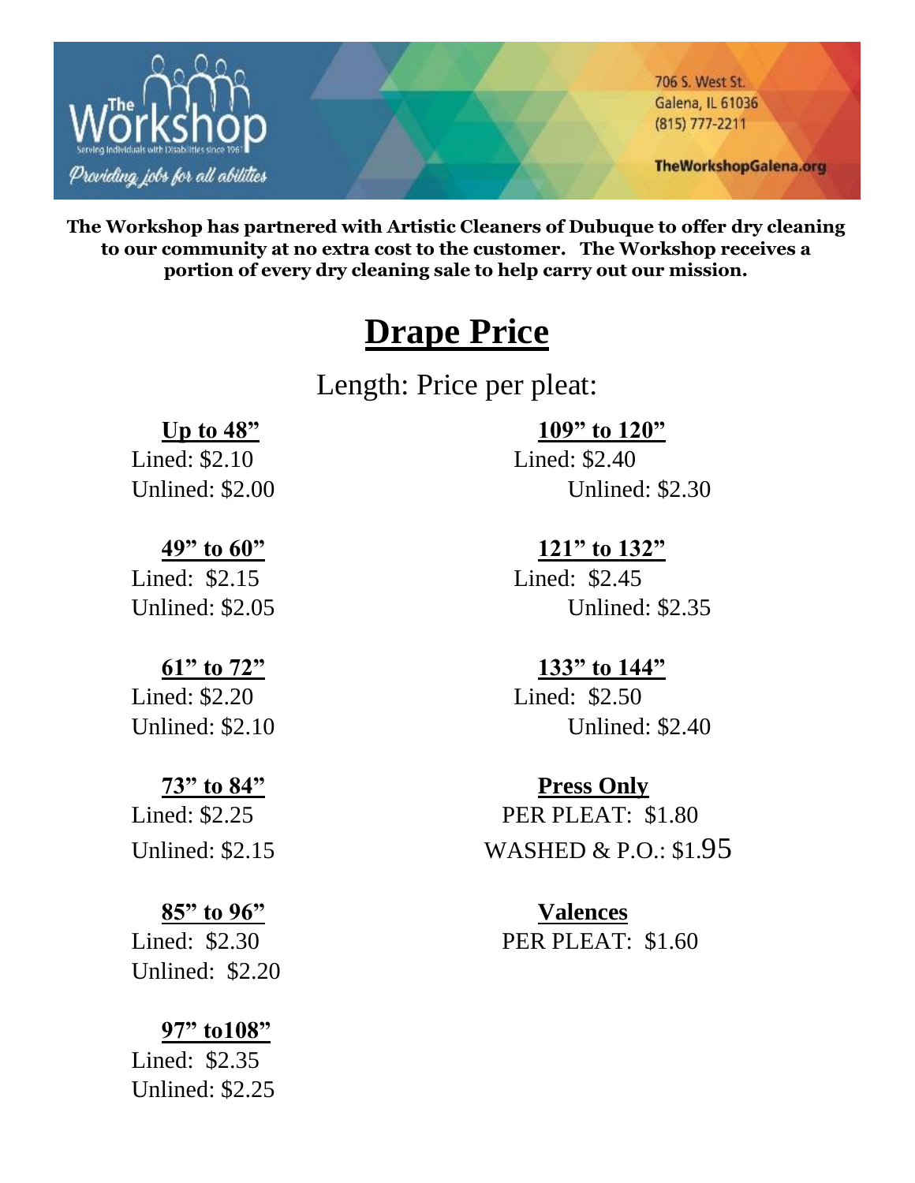The Workshop
Serving Individuals with Disabilities since 1961
*Providing jobs for all abilities*

706 S. West St.
Galena, IL 61036
(815) 777-2211

TheWorkshopGalena.org

**The Workshop has partnered with Artistic Cleaners of Dubuque to offer dry cleaning to our community at no extra cost to the customer. The Workshop receives a portion of every dry cleaning sale to help carry out our mission.**

# Drape Price

Length: Price per pleat:

**Up to 48"**
Lined: $2.10
Unlined: $2.00

**49" to 60"**
Lined: $2.15
Unlined: $2.05

**61" to 72"**
Lined: $2.20
Unlined: $2.10

**73" to 84"**
Lined: $2.25
Unlined: $2.15

**85" to 96"**
Lined: $2.30
Unlined: $2.20

**97" to108"**
Lined: $2.35
Unlined: $2.25

**109" to 120"**
Lined: $2.40
Unlined: $2.30

**121" to 132"**
Lined: $2.45
Unlined: $2.35

**133" to 144"**
Lined: $2.50
Unlined: $2.40

**Press Only**
PER PLEAT: $1.80
WASHED & P.O.: $1.95

**Valences**
PER PLEAT: $1.60